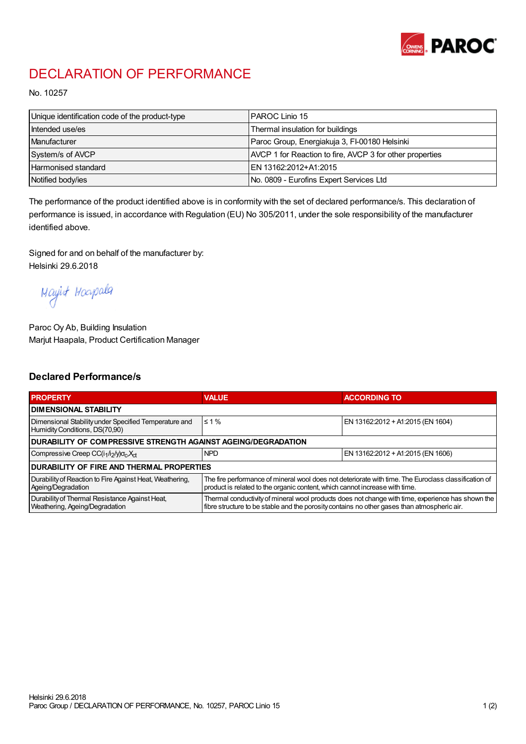# DECLARATION OF PERFORMANCE

No. 10257

| Unique identification code of the product-type | PAROC Linio 15 |
|---|---|
| Intended use/es | Thermal insulation for buildings |
| Manufacturer | Paroc Group, Energiakuja 3, FI-00180 Helsinki |
| System/s of AVCP | AVCP 1 for Reaction to fire, AVCP 3 for other properties |
| Harmonised standard | EN 13162:2012+A1:2015 |
| Notified body/ies | No. 0809 - Eurofins Expert Services Ltd |

The performance of the product identified above is in conformity with the set of declared performance/s. This declaration of performance is issued, in accordance with Regulation (EU) No 305/2011, under the sole responsibility of the manufacturer identified above.

Signed for and on behalf of the manufacturer by:
Helsinki 29.6.2018

Marjut Haapala

Paroc Oy Ab, Building Insulation
Marjut Haapala, Product Certification Manager

## Declared Performance/s

| PROPERTY | VALUE | ACCORDING TO |
|---|---|---|
| **DIMENSIONAL STABILITY** | | |
| Dimensional Stability under Specified Temperature and Humidity Conditions, DS(70,90) | ≤ 1 % | EN 13162:2012 + A1:2015 (EN 1604) |
| **DURABILITY OF COMPRESSIVE STRENGTH AGAINST AGEING/DEGRADATION** | | |
| Compressive Creep $CC(i_1/i_2/y)\sigma_c X_{ct}$ | NPD | EN 13162:2012 + A1:2015 (EN 1606) |
| **DURABILITY OF FIRE AND THERMAL PROPERTIES** | | |
| Durability of Reaction to Fire Against Heat, Weathering, Ageing/Degradation | The fire performance of mineral wool does not deteriorate with time. The Euroclass classification of product is related to the organic content, which cannot increase with time. | |
| Durability of Thermal Resistance Against Heat, Weathering, Ageing/Degradation | Thermal conductivity of mineral wool products does not change with time, experience has shown the fibre structure to be stable and the porosity contains no other gases than atmospheric air. | |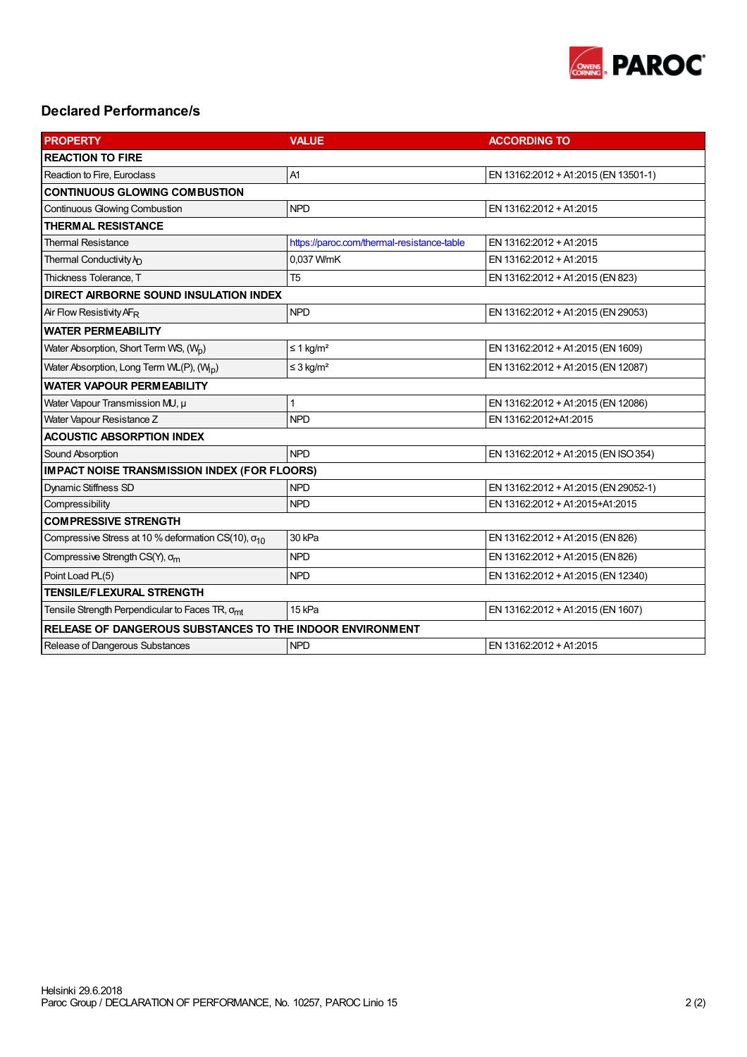## Declared Performance/s

| PROPERTY | VALUE | ACCORDING TO |
|---|---|---|
| **REACTION TO FIRE** | | |
| Reaction to Fire, Euroclass | A1 | EN 13162:2012 + A1:2015 (EN 13501-1) |
| **CONTINUOUS GLOWING COMBUSTION** | | |
| Continuous Glowing Combustion | NPD | EN 13162:2012 + A1:2015 |
| **THERMAL RESISTANCE** | | |
| Thermal Resistance | https://paroc.com/thermal-resistance-table | EN 13162:2012 + A1:2015 |
| Thermal Conductivity $\lambda_D$ | 0,037 W/mK | EN 13162:2012 + A1:2015 |
| Thickness Tolerance, T | T5 | EN 13162:2012 + A1:2015 (EN 823) |
| **DIRECT AIRBORNE SOUND INSULATION INDEX** | | |
| Air Flow Resistivity $AF_R$ | NPD | EN 13162:2012 + A1:2015 (EN 29053) |
| **WATER PERMEABILITY** | | |
| Water Absorption, Short Term WS, $(W_p)$ | ≤ 1 kg/m² | EN 13162:2012 + A1:2015 (EN 1609) |
| Water Absorption, Long Term WL(P), $(W_{lp})$ | ≤ 3 kg/m² | EN 13162:2012 + A1:2015 (EN 12087) |
| **WATER VAPOUR PERMEABILITY** | | |
| Water Vapour Transmission MU, μ | 1 | EN 13162:2012 + A1:2015 (EN 12086) |
| Water Vapour Resistance Z | NPD | EN 13162:2012+A1:2015 |
| **ACOUSTIC ABSORPTION INDEX** | | |
| Sound Absorption | NPD | EN 13162:2012 + A1:2015 (EN ISO 354) |
| **IMPACT NOISE TRANSMISSION INDEX (FOR FLOORS)** | | |
| Dynamic Stiffness SD | NPD | EN 13162:2012 + A1:2015 (EN 29052-1) |
| Compressibility | NPD | EN 13162:2012 + A1:2015+A1:2015 |
| **COMPRESSIVE STRENGTH** | | |
| Compressive Stress at 10 % deformation CS(10), $\sigma_{10}$ | 30 kPa | EN 13162:2012 + A1:2015 (EN 826) |
| Compressive Strength CS(Y), $\sigma_m$ | NPD | EN 13162:2012 + A1:2015 (EN 826) |
| Point Load PL(5) | NPD | EN 13162:2012 + A1:2015 (EN 12340) |
| **TENSILE/FLEXURAL STRENGTH** | | |
| Tensile Strength Perpendicular to Faces TR, $\sigma_{mt}$ | 15 kPa | EN 13162:2012 + A1:2015 (EN 1607) |
| **RELEASE OF DANGEROUS SUBSTANCES TO THE INDOOR ENVIRONMENT** | | |
| Release of Dangerous Substances | NPD | EN 13162:2012 + A1:2015 |

Helsinki 29.6.2018
Paroc Group / DECLARATION OF PERFORMANCE, No. 10257, PAROC Linio 15